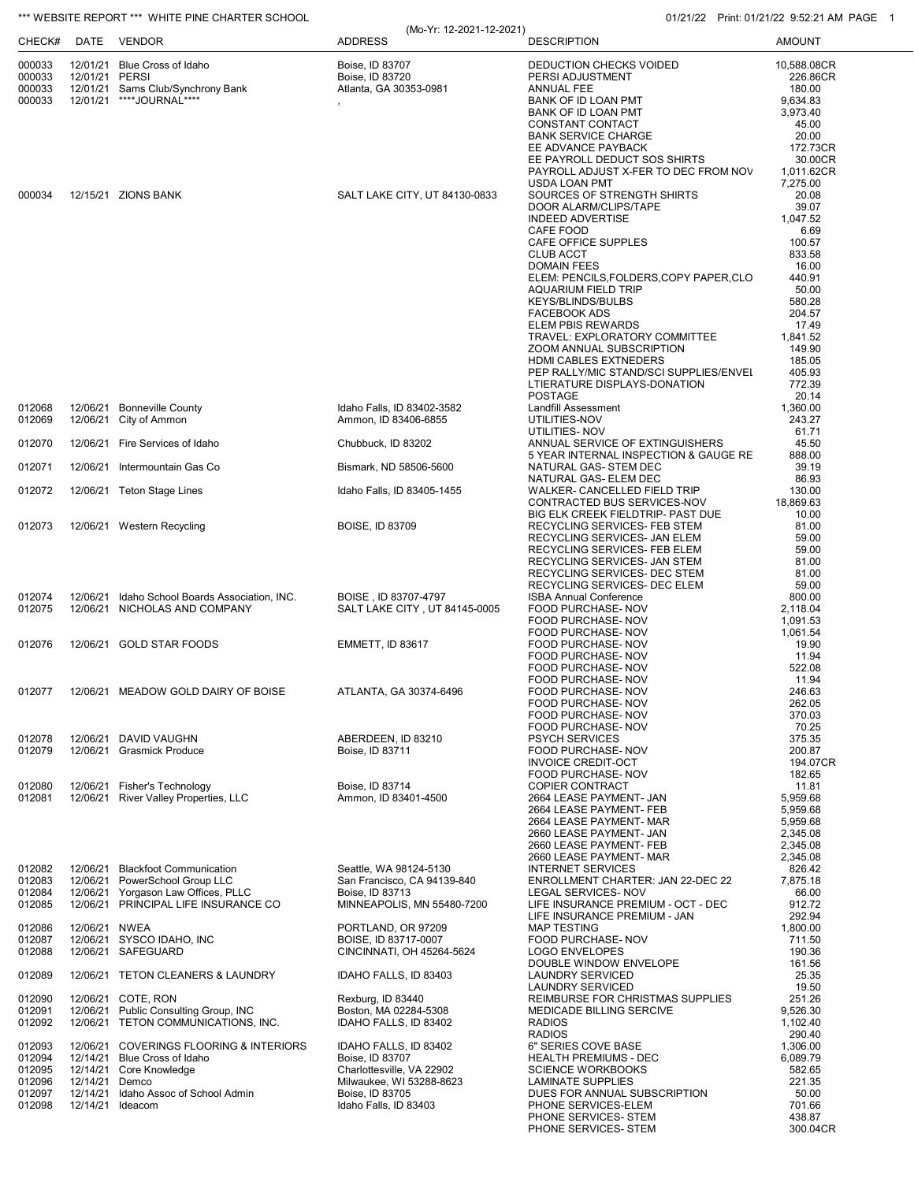\*\*\* WEBSITE REPORT \*\*\* WHITE PINE CHARTER SCHOOL

(Mo-Yr: 12-2021-12-2021)

01/21/22 Print: 01/21/22 9:52:21 AM PAGE 1

| CHECK# | DATE | VENDOR | ADDRESS | DESCRIPTION | AMOUNT |
|---|---|---|---|---|---|
| 000033 | 12/01/21 | Blue Cross of Idaho | Boise, ID 83707 | DEDUCTION CHECKS VOIDED | 10,588.08CR |
| 000033 | 12/01/21 | PERSI | Boise, ID 83720 | PERSI ADJUSTMENT | 226.86CR |
| 000033 | 12/01/21 | Sams Club/Synchrony Bank | Atlanta, GA 30353-0981 | ANNUAL FEE | 180.00 |
| 000033 | 12/01/21 | ****JOURNAL**** | , | BANK OF ID LOAN PMT | 9,634.83 |
| | | | | BANK OF ID LOAN PMT | 3,973.40 |
| | | | | CONSTANT CONTACT | 45.00 |
| | | | | BANK SERVICE CHARGE | 20.00 |
| | | | | EE ADVANCE PAYBACK | 172.73CR |
| | | | | EE PAYROLL DEDUCT SOS SHIRTS | 30.00CR |
| | | | | PAYROLL ADJUST X-FER TO DEC FROM NOV | 1,011.62CR |
| | | | | USDA LOAN PMT | 7,275.00 |
| 000034 | 12/15/21 | ZIONS BANK | SALT LAKE CITY, UT 84130-0833 | SOURCES OF STRENGTH SHIRTS | 20.08 |
| | | | | DOOR ALARM/CLIPS/TAPE | 39.07 |
| | | | | INDEED ADVERTISE | 1,047.52 |
| | | | | CAFE FOOD | 6.69 |
| | | | | CAFE OFFICE SUPPLES | 100.57 |
| | | | | CLUB ACCT | 833.58 |
| | | | | DOMAIN FEES | 16.00 |
| | | | | ELEM: PENCILS,FOLDERS,COPY PAPER,CLO | 440.91 |
| | | | | AQUARIUM FIELD TRIP | 50.00 |
| | | | | KEYS/BLINDS/BULBS | 580.28 |
| | | | | FACEBOOK ADS | 204.57 |
| | | | | ELEM PBIS REWARDS | 17.49 |
| | | | | TRAVEL: EXPLORATORY COMMITTEE | 1,841.52 |
| | | | | ZOOM ANNUAL SUBSCRIPTION | 149.90 |
| | | | | HDMI CABLES EXTNEDERS | 185.05 |
| | | | | PEP RALLY/MIC STAND/SCI SUPPLIES/ENVEL | 405.93 |
| | | | | LTIERATURE DISPLAYS-DONATION | 772.39 |
| | | | | POSTAGE | 20.14 |
| 012068 | 12/06/21 | Bonneville County | Idaho Falls, ID 83402-3582 | Landfill Assessment | 1,360.00 |
| 012069 | 12/06/21 | City of Ammon | Ammon, ID 83406-6855 | UTILITIES-NOV | 243.27 |
| | | | | UTILITIES- NOV | 61.71 |
| 012070 | 12/06/21 | Fire Services of Idaho | Chubbuck, ID 83202 | ANNUAL SERVICE OF EXTINGUISHERS | 45.50 |
| | | | | 5 YEAR INTERNAL INSPECTION & GAUGE RE | 888.00 |
| 012071 | 12/06/21 | Intermountain Gas Co | Bismark, ND 58506-5600 | NATURAL GAS- STEM DEC | 39.19 |
| | | | | NATURAL GAS- ELEM DEC | 86.93 |
| 012072 | 12/06/21 | Teton Stage Lines | Idaho Falls, ID 83405-1455 | WALKER- CANCELLED FIELD TRIP | 130.00 |
| | | | | CONTRACTED BUS SERVICES-NOV | 18,869.63 |
| | | | | BIG ELK CREEK FIELDTRIP- PAST DUE | 10.00 |
| 012073 | 12/06/21 | Western Recycling | BOISE, ID 83709 | RECYCLING SERVICES- FEB STEM | 81.00 |
| | | | | RECYCLING SERVICES- JAN ELEM | 59.00 |
| | | | | RECYCLING SERVICES- FEB ELEM | 59.00 |
| | | | | RECYCLING SERVICES- JAN STEM | 81.00 |
| | | | | RECYCLING SERVICES- DEC STEM | 81.00 |
| | | | | RECYCLING SERVICES- DEC ELEM | 59.00 |
| 012074 | 12/06/21 | Idaho School Boards Association, INC. | BOISE , ID 83707-4797 | ISBA Annual Conference | 800.00 |
| 012075 | 12/06/21 | NICHOLAS AND COMPANY | SALT LAKE CITY , UT 84145-0005 | FOOD PURCHASE- NOV | 2,118.04 |
| | | | | FOOD PURCHASE- NOV | 1,091.53 |
| | | | | FOOD PURCHASE- NOV | 1,061.54 |
| 012076 | 12/06/21 | GOLD STAR FOODS | EMMETT, ID 83617 | FOOD PURCHASE- NOV | 19.90 |
| | | | | FOOD PURCHASE- NOV | 11.94 |
| | | | | FOOD PURCHASE- NOV | 522.08 |
| | | | | FOOD PURCHASE- NOV | 11.94 |
| 012077 | 12/06/21 | MEADOW GOLD DAIRY OF BOISE | ATLANTA, GA 30374-6496 | FOOD PURCHASE- NOV | 246.63 |
| | | | | FOOD PURCHASE- NOV | 262.05 |
| | | | | FOOD PURCHASE- NOV | 370.03 |
| | | | | FOOD PURCHASE- NOV | 70.25 |
| 012078 | 12/06/21 | DAVID VAUGHN | ABERDEEN, ID 83210 | PSYCH SERVICES | 375.35 |
| 012079 | 12/06/21 | Grasmick Produce | Boise, ID 83711 | FOOD PURCHASE- NOV | 200.87 |
| | | | | INVOICE CREDIT-OCT | 194.07CR |
| | | | | FOOD PURCHASE- NOV | 182.65 |
| 012080 | 12/06/21 | Fisher's Technology | Boise, ID 83714 | COPIER CONTRACT | 11.81 |
| 012081 | 12/06/21 | River Valley Properties, LLC | Ammon, ID 83401-4500 | 2664 LEASE PAYMENT- JAN | 5,959.68 |
| | | | | 2664 LEASE PAYMENT- FEB | 5,959.68 |
| | | | | 2664 LEASE PAYMENT- MAR | 5,959.68 |
| | | | | 2660 LEASE PAYMENT- JAN | 2,345.08 |
| | | | | 2660 LEASE PAYMENT- FEB | 2,345.08 |
| | | | | 2660 LEASE PAYMENT- MAR | 2,345.08 |
| 012082 | 12/06/21 | Blackfoot Communication | Seattle, WA 98124-5130 | INTERNET SERVICES | 826.42 |
| 012083 | 12/06/21 | PowerSchool Group LLC | San Francisco, CA 94139-840 | ENROLLMENT CHARTER: JAN 22-DEC 22 | 7,875.18 |
| 012084 | 12/06/21 | Yorgason Law Offices, PLLC | Boise, ID 83713 | LEGAL SERVICES- NOV | 66.00 |
| 012085 | 12/06/21 | PRINCIPAL LIFE INSURANCE CO | MINNEAPOLIS, MN 55480-7200 | LIFE INSURANCE PREMIUM - OCT - DEC | 912.72 |
| | | | | LIFE INSURANCE PREMIUM - JAN | 292.94 |
| 012086 | 12/06/21 | NWEA | PORTLAND, OR 97209 | MAP TESTING | 1,800.00 |
| 012087 | 12/06/21 | SYSCO IDAHO, INC | BOISE, ID 83717-0007 | FOOD PURCHASE- NOV | 711.50 |
| 012088 | 12/06/21 | SAFEGUARD | CINCINNATI, OH 45264-5624 | LOGO ENVELOPES | 190.36 |
| | | | | DOUBLE WINDOW ENVELOPE | 161.56 |
| 012089 | 12/06/21 | TETON CLEANERS & LAUNDRY | IDAHO FALLS, ID 83403 | LAUNDRY SERVICED | 25.35 |
| | | | | LAUNDRY SERVICED | 19.50 |
| 012090 | 12/06/21 | COTE, RON | Rexburg, ID 83440 | REIMBURSE FOR CHRISTMAS SUPPLIES | 251.26 |
| 012091 | 12/06/21 | Public Consulting Group, INC | Boston, MA 02284-5308 | MEDICADE BILLING SERCIVE | 9,526.30 |
| 012092 | 12/06/21 | TETON COMMUNICATIONS, INC. | IDAHO FALLS, ID 83402 | RADIOS | 1,102.40 |
| | | | | RADIOS | 290.40 |
| 012093 | 12/06/21 | COVERINGS FLOORING & INTERIORS | IDAHO FALLS, ID 83402 | 6" SERIES COVE BASE | 1,306.00 |
| 012094 | 12/14/21 | Blue Cross of Idaho | Boise, ID 83707 | HEALTH PREMIUMS - DEC | 6,089.79 |
| 012095 | 12/14/21 | Core Knowledge | Charlottesville, VA 22902 | SCIENCE WORKBOOKS | 582.65 |
| 012096 | 12/14/21 | Demco | Milwaukee, WI 53288-8623 | LAMINATE SUPPLIES | 221.35 |
| 012097 | 12/14/21 | Idaho Assoc of School Admin | Boise, ID 83705 | DUES FOR ANNUAL SUBSCRIPTION | 50.00 |
| 012098 | 12/14/21 | Ideacom | Idaho Falls, ID 83403 | PHONE SERVICES-ELEM | 701.66 |
| | | | | PHONE SERVICES- STEM | 438.87 |
| | | | | PHONE SERVICES- STEM | 300.04CR |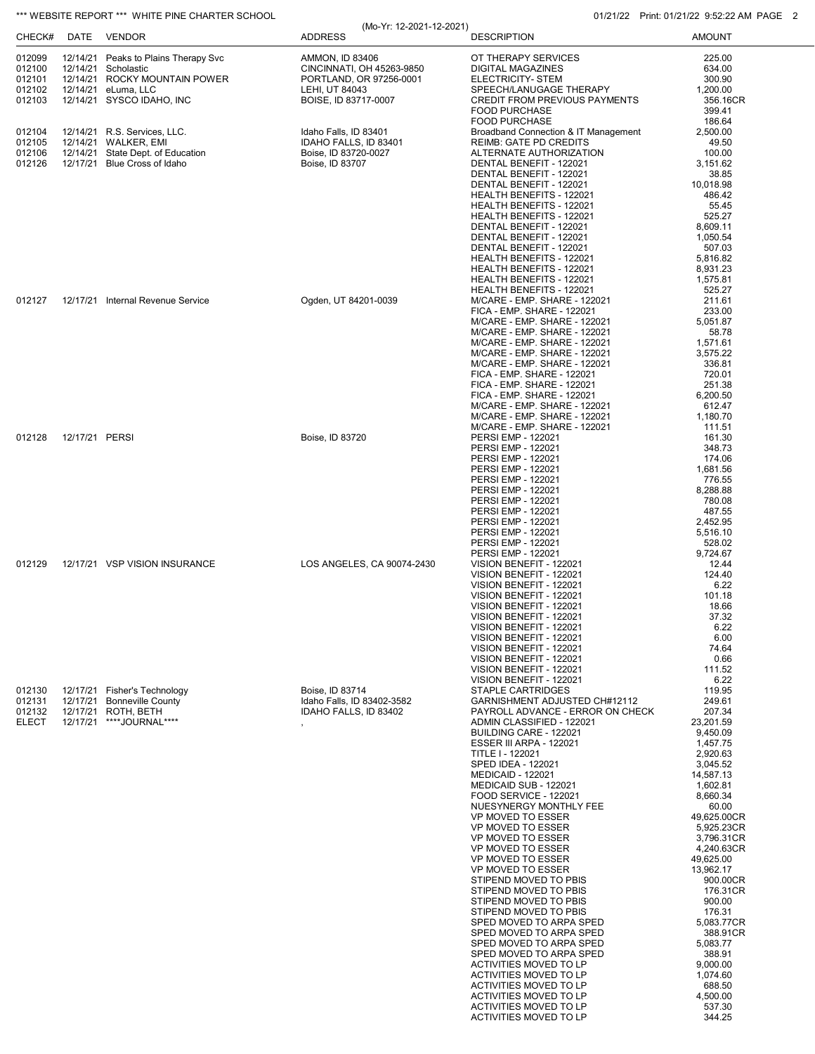*** WEBSITE REPORT *** WHITE PINE CHARTER SCHOOL

(Mo-Yr: 12-2021-12-2021)

01/21/22 Print: 01/21/22 9:52:22 AM

| CHECK# | DATE | VENDOR | ADDRESS | DESCRIPTION | AMOUNT |
|---|---|---|---|---|---|
| 012099 | 12/14/21 | Peaks to Plains Therapy Svc | AMMON, ID 83406 | OT THERAPY SERVICES | 225.00 |
| 012100 | 12/14/21 | Scholastic | CINCINNATI, OH 45263-9850 | DIGITAL MAGAZINES | 634.00 |
| 012101 | 12/14/21 | ROCKY MOUNTAIN POWER | PORTLAND, OR 97256-0001 | ELECTRICITY- STEM | 300.90 |
| 012102 | 12/14/21 | eLuma, LLC | LEHI, UT 84043 | SPEECH/LANUGAGE THERAPY | 1,200.00 |
| 012103 | 12/14/21 | SYSCO IDAHO, INC | BOISE, ID 83717-0007 | CREDIT FROM PREVIOUS PAYMENTS | 356.16CR |
| | | | | FOOD PURCHASE | 399.41 |
| | | | | FOOD PURCHASE | 186.64 |
| 012104 | 12/14/21 | R.S. Services, LLC. | Idaho Falls, ID 83401 | Broadband Connection & IT Management | 2,500.00 |
| 012105 | 12/14/21 | WALKER, EMI | IDAHO FALLS, ID 83401 | REIMB: GATE PD CREDITS | 49.50 |
| 012106 | 12/14/21 | State Dept. of Education | Boise, ID 83720-0027 | ALTERNATE AUTHORIZATION | 100.00 |
| 012126 | 12/17/21 | Blue Cross of Idaho | Boise, ID 83707 | DENTAL BENEFIT - 122021 | 3,151.62 |
| | | | | DENTAL BENEFIT - 122021 | 38.85 |
| | | | | DENTAL BENEFIT - 122021 | 10,018.98 |
| | | | | HEALTH BENEFITS - 122021 | 486.42 |
| | | | | HEALTH BENEFITS - 122021 | 55.45 |
| | | | | HEALTH BENEFITS - 122021 | 525.27 |
| | | | | DENTAL BENEFIT - 122021 | 8,609.11 |
| | | | | DENTAL BENEFIT - 122021 | 1,050.54 |
| | | | | DENTAL BENEFIT - 122021 | 507.03 |
| | | | | HEALTH BENEFITS - 122021 | 5,816.82 |
| | | | | HEALTH BENEFITS - 122021 | 8,931.23 |
| | | | | HEALTH BENEFITS - 122021 | 1,575.81 |
| | | | | HEALTH BENEFITS - 122021 | 525.27 |
| 012127 | 12/17/21 | Internal Revenue Service | Ogden, UT 84201-0039 | M/CARE - EMP. SHARE - 122021 | 211.61 |
| | | | | FICA - EMP. SHARE - 122021 | 233.00 |
| | | | | M/CARE - EMP. SHARE - 122021 | 5,051.87 |
| | | | | M/CARE - EMP. SHARE - 122021 | 58.78 |
| | | | | M/CARE - EMP. SHARE - 122021 | 1,571.61 |
| | | | | M/CARE - EMP. SHARE - 122021 | 3,575.22 |
| | | | | M/CARE - EMP. SHARE - 122021 | 336.81 |
| | | | | FICA - EMP. SHARE - 122021 | 720.01 |
| | | | | FICA - EMP. SHARE - 122021 | 251.38 |
| | | | | FICA - EMP. SHARE - 122021 | 6,200.50 |
| | | | | M/CARE - EMP. SHARE - 122021 | 612.47 |
| | | | | M/CARE - EMP. SHARE - 122021 | 1,180.70 |
| | | | | M/CARE - EMP. SHARE - 122021 | 111.51 |
| 012128 | 12/17/21 | PERSI | Boise, ID 83720 | PERSI EMP - 122021 | 161.30 |
| | | | | PERSI EMP - 122021 | 348.73 |
| | | | | PERSI EMP - 122021 | 174.06 |
| | | | | PERSI EMP - 122021 | 1,681.56 |
| | | | | PERSI EMP - 122021 | 776.55 |
| | | | | PERSI EMP - 122021 | 8,288.88 |
| | | | | PERSI EMP - 122021 | 780.08 |
| | | | | PERSI EMP - 122021 | 487.55 |
| | | | | PERSI EMP - 122021 | 2,452.95 |
| | | | | PERSI EMP - 122021 | 5,516.10 |
| | | | | PERSI EMP - 122021 | 528.02 |
| | | | | PERSI EMP - 122021 | 9,724.67 |
| 012129 | 12/17/21 | VSP VISION INSURANCE | LOS ANGELES, CA 90074-2430 | VISION BENEFIT - 122021 | 12.44 |
| | | | | VISION BENEFIT - 122021 | 124.40 |
| | | | | VISION BENEFIT - 122021 | 6.22 |
| | | | | VISION BENEFIT - 122021 | 101.18 |
| | | | | VISION BENEFIT - 122021 | 18.66 |
| | | | | VISION BENEFIT - 122021 | 37.32 |
| | | | | VISION BENEFIT - 122021 | 6.22 |
| | | | | VISION BENEFIT - 122021 | 6.00 |
| | | | | VISION BENEFIT - 122021 | 74.64 |
| | | | | VISION BENEFIT - 122021 | 0.66 |
| | | | | VISION BENEFIT - 122021 | 111.52 |
| | | | | VISION BENEFIT - 122021 | 6.22 |
| 012130 | 12/17/21 | Fisher's Technology | Boise, ID 83714 | STAPLE CARTRIDGES | 119.95 |
| 012131 | 12/17/21 | Bonneville County | Idaho Falls, ID 83402-3582 | GARNISHMENT ADJUSTED CH#12112 | 249.61 |
| 012132 | 12/17/21 | ROTH, BETH | IDAHO FALLS, ID 83402 | PAYROLL ADVANCE - ERROR ON CHECK | 207.34 |
| ELECT | 12/17/21 | ****JOURNAL**** | , | ADMIN CLASSIFIED - 122021 | 23,201.59 |
| | | | | BUILDING CARE - 122021 | 9,450.09 |
| | | | | ESSER III ARPA - 122021 | 1,457.75 |
| | | | | TITLE I - 122021 | 2,920.63 |
| | | | | SPED IDEA - 122021 | 3,045.52 |
| | | | | MEDICAID - 122021 | 14,587.13 |
| | | | | MEDICAID SUB - 122021 | 1,602.81 |
| | | | | FOOD SERVICE - 122021 | 8,660.34 |
| | | | | NUESYNERGY MONTHLY FEE | 60.00 |
| | | | | VP MOVED TO ESSER | 49,625.00CR |
| | | | | VP MOVED TO ESSER | 5,925.23CR |
| | | | | VP MOVED TO ESSER | 3,796.31CR |
| | | | | VP MOVED TO ESSER | 4,240.63CR |
| | | | | VP MOVED TO ESSER | 49,625.00 |
| | | | | VP MOVED TO ESSER | 13,962.17 |
| | | | | STIPEND MOVED TO PBIS | 900.00CR |
| | | | | STIPEND MOVED TO PBIS | 176.31CR |
| | | | | STIPEND MOVED TO PBIS | 900.00 |
| | | | | STIPEND MOVED TO PBIS | 176.31 |
| | | | | SPED MOVED TO ARPA SPED | 5,083.77CR |
| | | | | SPED MOVED TO ARPA SPED | 388.91CR |
| | | | | SPED MOVED TO ARPA SPED | 5,083.77 |
| | | | | SPED MOVED TO ARPA SPED | 388.91 |
| | | | | ACTIVITIES MOVED TO LP | 9,000.00 |
| | | | | ACTIVITIES MOVED TO LP | 1,074.60 |
| | | | | ACTIVITIES MOVED TO LP | 688.50 |
| | | | | ACTIVITIES MOVED TO LP | 4,500.00 |
| | | | | ACTIVITIES MOVED TO LP | 537.30 |
| | | | | ACTIVITIES MOVED TO LP | 344.25 |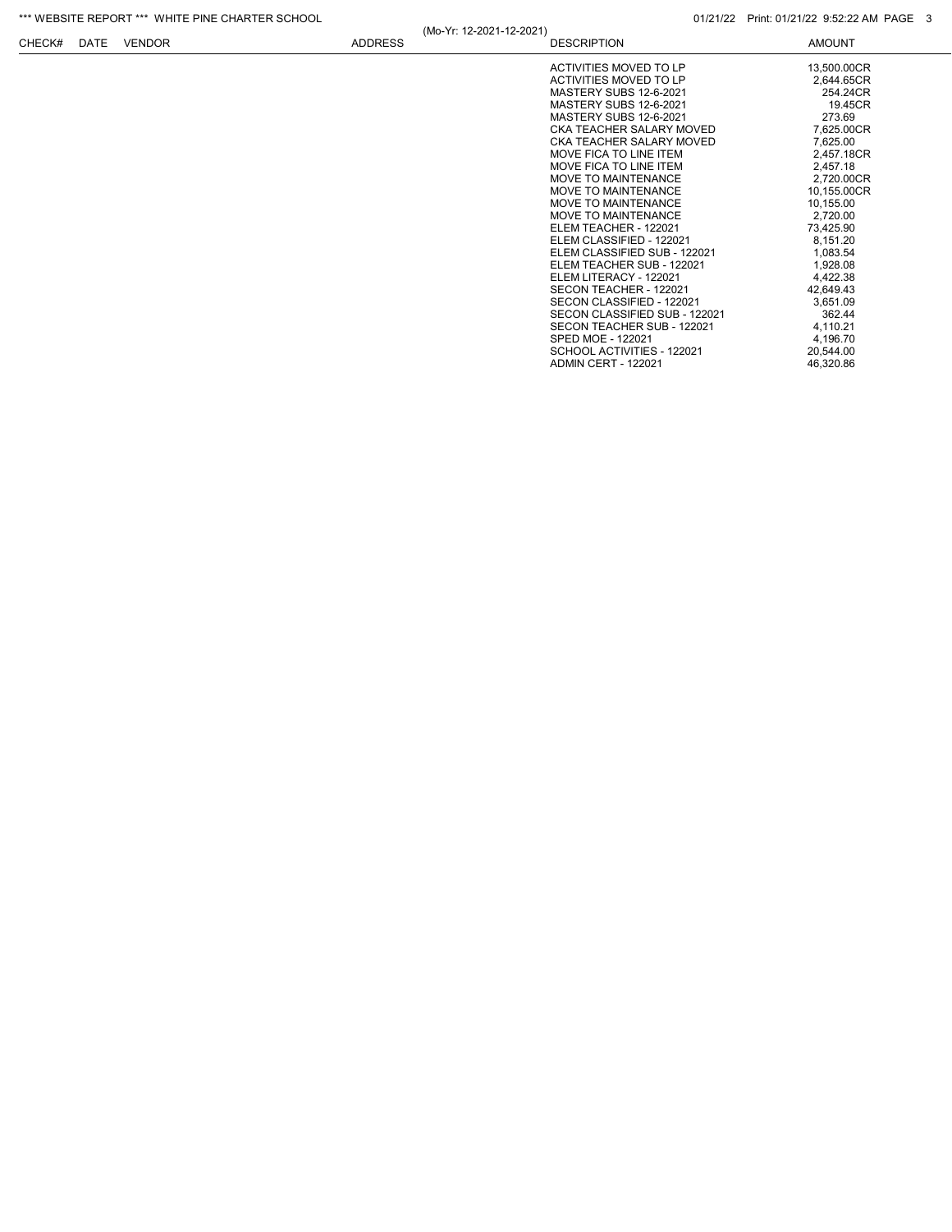| CHECK# | DATE | VENDOR | ADDRESS | DESCRIPTION | AMOUNT |
|---|---|---|---|---|---|
| | | | | ACTIVITIES MOVED TO LP | 13,500.00CR |
| | | | | ACTIVITIES MOVED TO LP | 2,644.65CR |
| | | | | MASTERY SUBS 12-6-2021 | 254.24CR |
| | | | | MASTERY SUBS 12-6-2021 | 19.45CR |
| | | | | MASTERY SUBS 12-6-2021 | 273.69 |
| | | | | CKA TEACHER SALARY MOVED | 7,625.00CR |
| | | | | CKA TEACHER SALARY MOVED | 7,625.00 |
| | | | | MOVE FICA TO LINE ITEM | 2,457.18CR |
| | | | | MOVE FICA TO LINE ITEM | 2,457.18 |
| | | | | MOVE TO MAINTENANCE | 2,720.00CR |
| | | | | MOVE TO MAINTENANCE | 10,155.00CR |
| | | | | MOVE TO MAINTENANCE | 10,155.00 |
| | | | | MOVE TO MAINTENANCE | 2,720.00 |
| | | | | ELEM TEACHER - 122021 | 73,425.90 |
| | | | | ELEM CLASSIFIED - 122021 | 8,151.20 |
| | | | | ELEM CLASSIFIED SUB - 122021 | 1,083.54 |
| | | | | ELEM TEACHER SUB - 122021 | 1,928.08 |
| | | | | ELEM LITERACY - 122021 | 4,422.38 |
| | | | | SECON TEACHER - 122021 | 42,649.43 |
| | | | | SECON CLASSIFIED - 122021 | 3,651.09 |
| | | | | SECON CLASSIFIED SUB - 122021 | 362.44 |
| | | | | SECON TEACHER SUB - 122021 | 4,110.21 |
| | | | | SPED MOE - 122021 | 4,196.70 |
| | | | | SCHOOL ACTIVITIES - 122021 | 20,544.00 |
| | | | | ADMIN CERT - 122021 | 46,320.86 |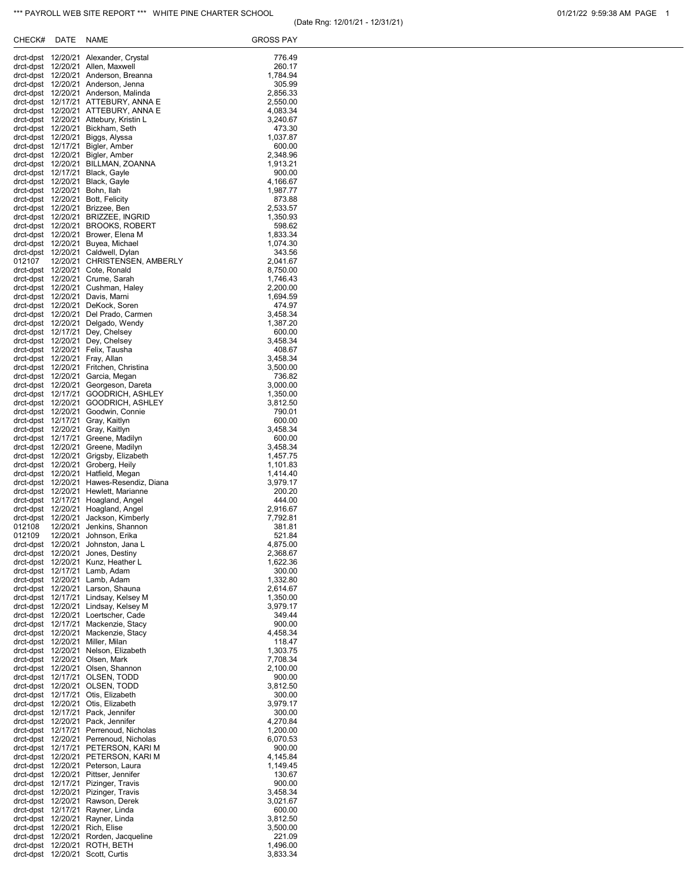\*\*\* PAYROLL WEB SITE REPORT \*\*\* WHITE PINE CHARTER SCHOOL

(Date Rng: 12/01/21 - 12/31/21)

01/21/22 9:59:38 AM

| CHECK# | DATE | NAME | GROSS PAY |
|---|---|---|---|
| drct-dpst | 12/20/21 | Alexander, Crystal | 776.49 |
| drct-dpst | 12/20/21 | Allen, Maxwell | 260.17 |
| drct-dpst | 12/20/21 | Anderson, Breanna | 1,784.94 |
| drct-dpst | 12/20/21 | Anderson, Jenna | 305.99 |
| drct-dpst | 12/20/21 | Anderson, Malinda | 2,856.33 |
| drct-dpst | 12/17/21 | ATTEBURY, ANNA E | 2,550.00 |
| drct-dpst | 12/20/21 | ATTEBURY, ANNA E | 4,083.34 |
| drct-dpst | 12/20/21 | Attebury, Kristin L | 3,240.67 |
| drct-dpst | 12/20/21 | Bickham, Seth | 473.30 |
| drct-dpst | 12/20/21 | Biggs, Alyssa | 1,037.87 |
| drct-dpst | 12/17/21 | Bigler, Amber | 600.00 |
| drct-dpst | 12/20/21 | Bigler, Amber | 2,348.96 |
| drct-dpst | 12/20/21 | BILLMAN, ZOANNA | 1,913.21 |
| drct-dpst | 12/17/21 | Black, Gayle | 900.00 |
| drct-dpst | 12/20/21 | Black, Gayle | 4,166.67 |
| drct-dpst | 12/20/21 | Bohn, Ilah | 1,987.77 |
| drct-dpst | 12/20/21 | Bott, Felicity | 873.88 |
| drct-dpst | 12/20/21 | Brizzee, Ben | 2,533.57 |
| drct-dpst | 12/20/21 | BRIZZEE, INGRID | 1,350.93 |
| drct-dpst | 12/20/21 | BROOKS, ROBERT | 598.62 |
| drct-dpst | 12/20/21 | Brower, Elena M | 1,833.34 |
| drct-dpst | 12/20/21 | Buyea, Michael | 1,074.30 |
| drct-dpst | 12/20/21 | Caldwell, Dylan | 343.56 |
| 012107 | 12/20/21 | CHRISTENSEN, AMBERLY | 2,041.67 |
| drct-dpst | 12/20/21 | Cote, Ronald | 8,750.00 |
| drct-dpst | 12/20/21 | Crume, Sarah | 1,746.43 |
| drct-dpst | 12/20/21 | Cushman, Haley | 2,200.00 |
| drct-dpst | 12/20/21 | Davis, Marni | 1,694.59 |
| drct-dpst | 12/20/21 | DeKock, Soren | 474.97 |
| drct-dpst | 12/20/21 | Del Prado, Carmen | 3,458.34 |
| drct-dpst | 12/20/21 | Delgado, Wendy | 1,387.20 |
| drct-dpst | 12/17/21 | Dey, Chelsey | 600.00 |
| drct-dpst | 12/20/21 | Dey, Chelsey | 3,458.34 |
| drct-dpst | 12/20/21 | Felix, Tausha | 408.67 |
| drct-dpst | 12/20/21 | Fray, Allan | 3,458.34 |
| drct-dpst | 12/20/21 | Fritchen, Christina | 3,500.00 |
| drct-dpst | 12/20/21 | Garcia, Megan | 736.82 |
| drct-dpst | 12/20/21 | Georgeson, Dareta | 3,000.00 |
| drct-dpst | 12/17/21 | GOODRICH, ASHLEY | 1,350.00 |
| drct-dpst | 12/20/21 | GOODRICH, ASHLEY | 3,812.50 |
| drct-dpst | 12/20/21 | Goodwin, Connie | 790.01 |
| drct-dpst | 12/17/21 | Gray, Kaitlyn | 600.00 |
| drct-dpst | 12/20/21 | Gray, Kaitlyn | 3,458.34 |
| drct-dpst | 12/17/21 | Greene, Madilyn | 600.00 |
| drct-dpst | 12/20/21 | Greene, Madilyn | 3,458.34 |
| drct-dpst | 12/20/21 | Grigsby, Elizabeth | 1,457.75 |
| drct-dpst | 12/20/21 | Groberg, Heily | 1,101.83 |
| drct-dpst | 12/20/21 | Hatfield, Megan | 1,414.40 |
| drct-dpst | 12/20/21 | Hawes-Resendiz, Diana | 3,979.17 |
| drct-dpst | 12/20/21 | Hewlett, Marianne | 200.20 |
| drct-dpst | 12/17/21 | Hoagland, Angel | 444.00 |
| drct-dpst | 12/20/21 | Hoagland, Angel | 2,916.67 |
| drct-dpst | 12/20/21 | Jackson, Kimberly | 7,792.81 |
| 012108 | 12/20/21 | Jenkins, Shannon | 381.81 |
| 012109 | 12/20/21 | Johnson, Erika | 521.84 |
| drct-dpst | 12/20/21 | Johnston, Jana L | 4,875.00 |
| drct-dpst | 12/20/21 | Jones, Destiny | 2,368.67 |
| drct-dpst | 12/20/21 | Kunz, Heather L | 1,622.36 |
| drct-dpst | 12/17/21 | Lamb, Adam | 300.00 |
| drct-dpst | 12/20/21 | Lamb, Adam | 1,332.80 |
| drct-dpst | 12/20/21 | Larson, Shauna | 2,614.67 |
| drct-dpst | 12/17/21 | Lindsay, Kelsey M | 1,350.00 |
| drct-dpst | 12/20/21 | Lindsay, Kelsey M | 3,979.17 |
| drct-dpst | 12/20/21 | Loertscher, Cade | 349.44 |
| drct-dpst | 12/17/21 | Mackenzie, Stacy | 900.00 |
| drct-dpst | 12/20/21 | Mackenzie, Stacy | 4,458.34 |
| drct-dpst | 12/20/21 | Miller, Milan | 118.47 |
| drct-dpst | 12/20/21 | Nelson, Elizabeth | 1,303.75 |
| drct-dpst | 12/20/21 | Olsen, Mark | 7,708.34 |
| drct-dpst | 12/20/21 | Olsen, Shannon | 2,100.00 |
| drct-dpst | 12/17/21 | OLSEN, TODD | 900.00 |
| drct-dpst | 12/20/21 | OLSEN, TODD | 3,812.50 |
| drct-dpst | 12/17/21 | Otis, Elizabeth | 300.00 |
| drct-dpst | 12/20/21 | Otis, Elizabeth | 3,979.17 |
| drct-dpst | 12/17/21 | Pack, Jennifer | 300.00 |
| drct-dpst | 12/20/21 | Pack, Jennifer | 4,270.84 |
| drct-dpst | 12/17/21 | Perrenoud, Nicholas | 1,200.00 |
| drct-dpst | 12/20/21 | Perrenoud, Nicholas | 6,070.53 |
| drct-dpst | 12/17/21 | PETERSON, KARI M | 900.00 |
| drct-dpst | 12/20/21 | PETERSON, KARI M | 4,145.84 |
| drct-dpst | 12/20/21 | Peterson, Laura | 1,149.45 |
| drct-dpst | 12/20/21 | Pittser, Jennifer | 130.67 |
| drct-dpst | 12/17/21 | Pizinger, Travis | 900.00 |
| drct-dpst | 12/20/21 | Pizinger, Travis | 3,458.34 |
| drct-dpst | 12/20/21 | Rawson, Derek | 3,021.67 |
| drct-dpst | 12/17/21 | Rayner, Linda | 600.00 |
| drct-dpst | 12/20/21 | Rayner, Linda | 3,812.50 |
| drct-dpst | 12/20/21 | Rich, Elise | 3,500.00 |
| drct-dpst | 12/20/21 | Rorden, Jacqueline | 221.09 |
| drct-dpst | 12/20/21 | ROTH, BETH | 1,496.00 |
| drct-dpst | 12/20/21 | Scott, Curtis | 3,833.34 |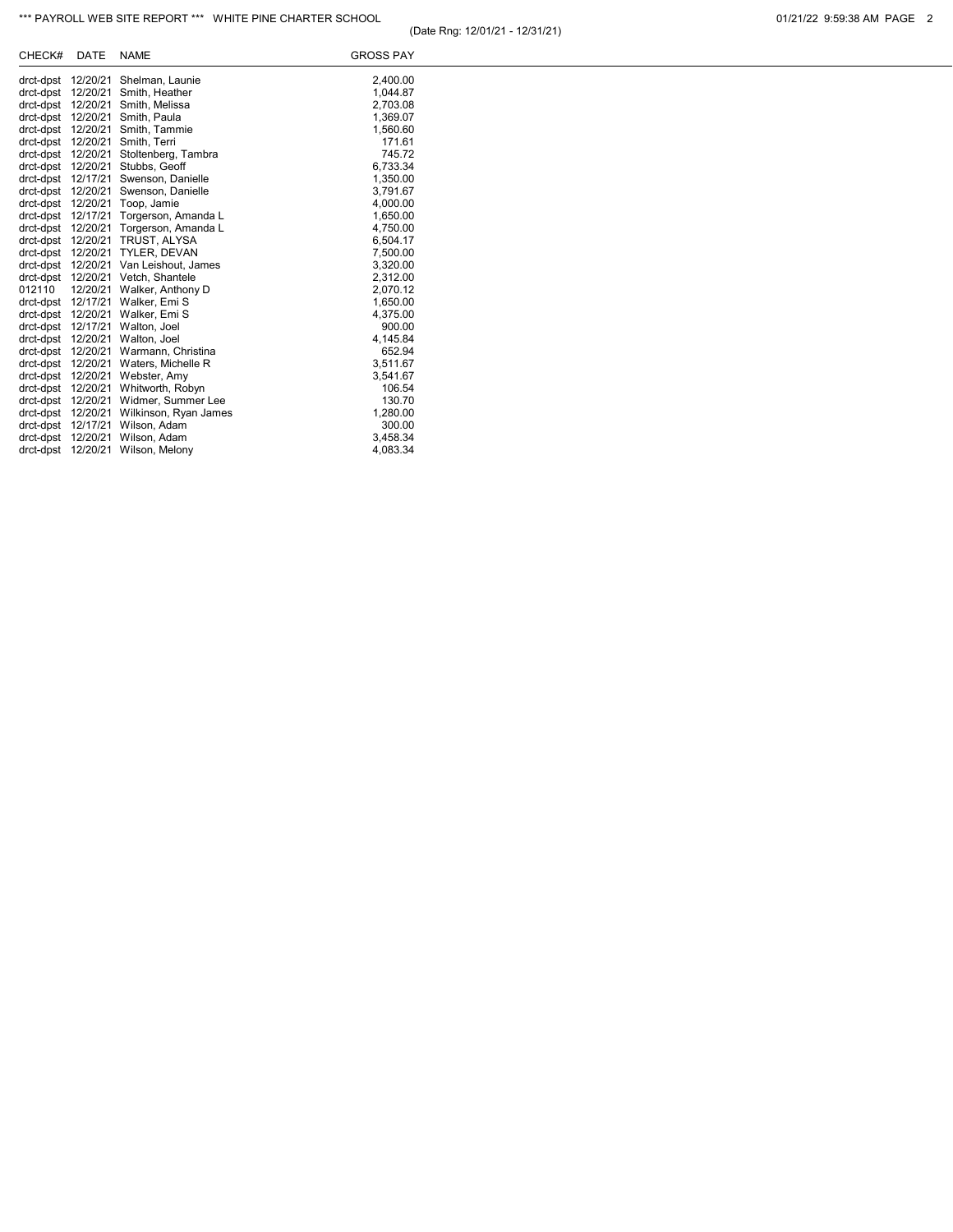| CHECK# | DATE | NAME | GROSS PAY |
|---|---|---|---|
| drct-dpst | 12/20/21 | Shelman, Launie | 2,400.00 |
| drct-dpst | 12/20/21 | Smith, Heather | 1,044.87 |
| drct-dpst | 12/20/21 | Smith, Melissa | 2,703.08 |
| drct-dpst | 12/20/21 | Smith, Paula | 1,369.07 |
| drct-dpst | 12/20/21 | Smith, Tammie | 1,560.60 |
| drct-dpst | 12/20/21 | Smith, Terri | 171.61 |
| drct-dpst | 12/20/21 | Stoltenberg, Tambra | 745.72 |
| drct-dpst | 12/20/21 | Stubbs, Geoff | 6,733.34 |
| drct-dpst | 12/17/21 | Swenson, Danielle | 1,350.00 |
| drct-dpst | 12/20/21 | Swenson, Danielle | 3,791.67 |
| drct-dpst | 12/20/21 | Toop, Jamie | 4,000.00 |
| drct-dpst | 12/17/21 | Torgerson, Amanda L | 1,650.00 |
| drct-dpst | 12/20/21 | Torgerson, Amanda L | 4,750.00 |
| drct-dpst | 12/20/21 | TRUST, ALYSA | 6,504.17 |
| drct-dpst | 12/20/21 | TYLER, DEVAN | 7,500.00 |
| drct-dpst | 12/20/21 | Van Leishout, James | 3,320.00 |
| drct-dpst | 12/20/21 | Vetch, Shantele | 2,312.00 |
| 012110 | 12/20/21 | Walker, Anthony D | 2,070.12 |
| drct-dpst | 12/17/21 | Walker, Emi S | 1,650.00 |
| drct-dpst | 12/20/21 | Walker, Emi S | 4,375.00 |
| drct-dpst | 12/17/21 | Walton, Joel | 900.00 |
| drct-dpst | 12/20/21 | Walton, Joel | 4,145.84 |
| drct-dpst | 12/20/21 | Warmann, Christina | 652.94 |
| drct-dpst | 12/20/21 | Waters, Michelle R | 3,511.67 |
| drct-dpst | 12/20/21 | Webster, Amy | 3,541.67 |
| drct-dpst | 12/20/21 | Whitworth, Robyn | 106.54 |
| drct-dpst | 12/20/21 | Widmer, Summer Lee | 130.70 |
| drct-dpst | 12/20/21 | Wilkinson, Ryan James | 1,280.00 |
| drct-dpst | 12/17/21 | Wilson, Adam | 300.00 |
| drct-dpst | 12/20/21 | Wilson, Adam | 3,458.34 |
| drct-dpst | 12/20/21 | Wilson, Melony | 4,083.34 |